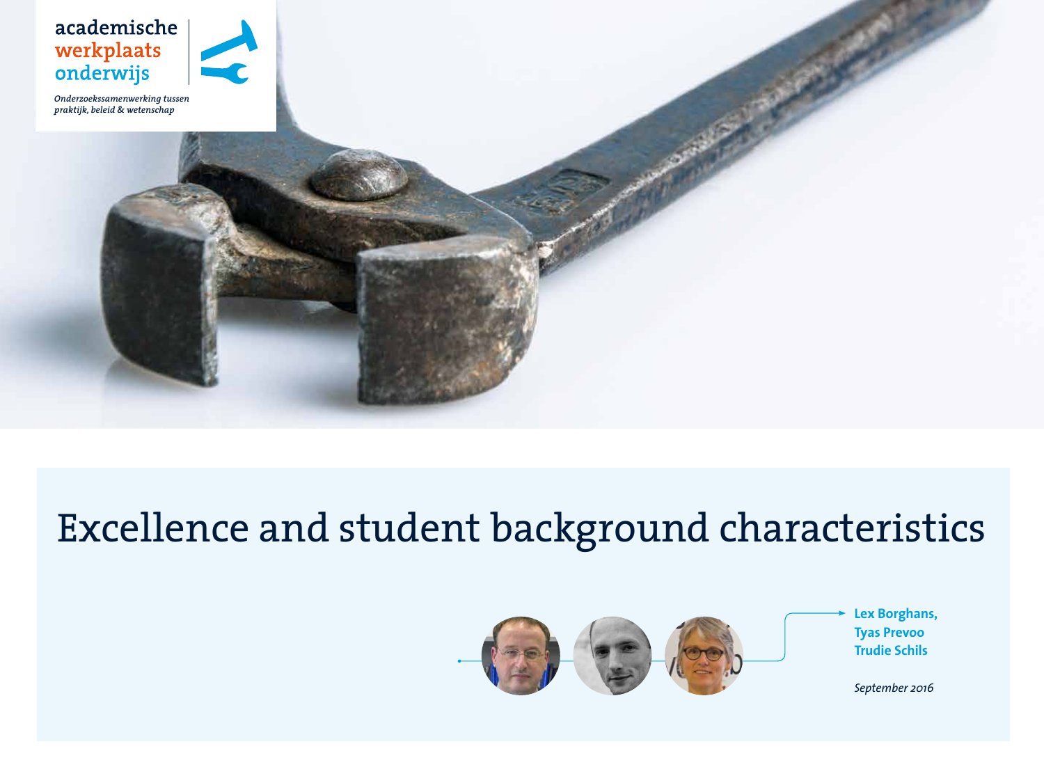academische werkplaats onderwijs

*Onderzoekssamenwerking tussen praktijk, beleid & wetenschap*

# Excellence and student background characteristics

**Lex Borghans,**
**Tyas Prevoo**
**Trudie Schils**

*September 2016*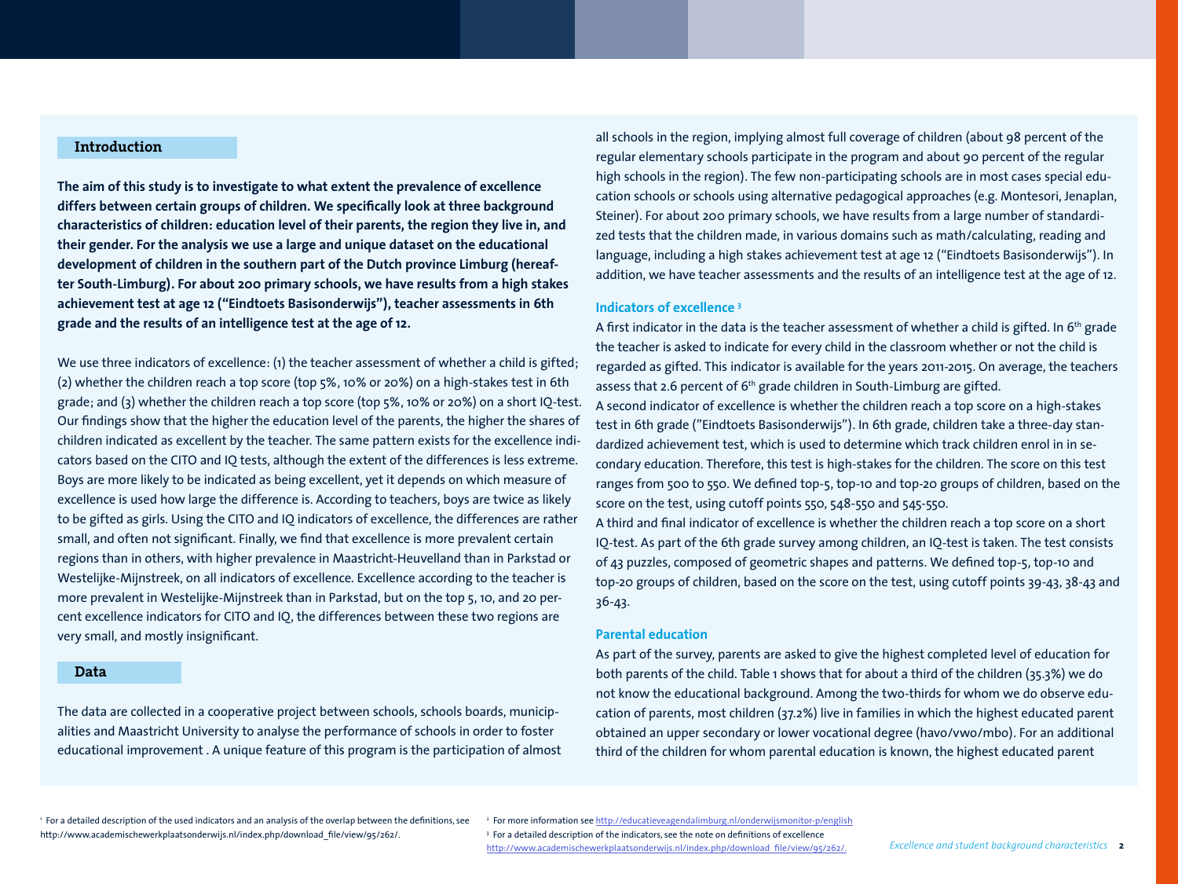## Introduction

**The aim of this study is to investigate to what extent the prevalence of excellence differs between certain groups of children. We specifically look at three background characteristics of children: education level of their parents, the region they live in, and their gender. For the analysis we use a large and unique dataset on the educational development of children in the southern part of the Dutch province Limburg (hereafter South-Limburg). For about 200 primary schools, we have results from a high stakes achievement test at age 12 ("Eindtoets Basisonderwijs"), teacher assessments in 6th grade and the results of an intelligence test at the age of 12.**

We use three indicators of excellence: (1) the teacher assessment of whether a child is gifted; (2) whether the children reach a top score (top 5%, 10% or 20%) on a high-stakes test in 6th grade; and (3) whether the children reach a top score (top 5%, 10% or 20%) on a short IQ-test. Our findings show that the higher the education level of the parents, the higher the shares of children indicated as excellent by the teacher. The same pattern exists for the excellence indicators based on the CITO and IQ tests, although the extent of the differences is less extreme. Boys are more likely to be indicated as being excellent, yet it depends on which measure of excellence is used how large the difference is. According to teachers, boys are twice as likely to be gifted as girls. Using the CITO and IQ indicators of excellence, the differences are rather small, and often not significant. Finally, we find that excellence is more prevalent certain regions than in others, with higher prevalence in Maastricht-Heuvelland than in Parkstad or Westelijke-Mijnstreek, on all indicators of excellence. Excellence according to the teacher is more prevalent in Westelijke-Mijnstreek than in Parkstad, but on the top 5, 10, and 20 percent excellence indicators for CITO and IQ, the differences between these two regions are very small, and mostly insignificant.

## Data

The data are collected in a cooperative project between schools, schools boards, municipalities and Maastricht University to analyse the performance of schools in order to foster educational improvement . A unique feature of this program is the participation of almost all schools in the region, implying almost full coverage of children (about 98 percent of the regular elementary schools participate in the program and about 90 percent of the regular high schools in the region). The few non-participating schools are in most cases special education schools or schools using alternative pedagogical approaches (e.g. Montesori, Jenaplan, Steiner). For about 200 primary schools, we have results from a large number of standardized tests that the children made, in various domains such as math/calculating, reading and language, including a high stakes achievement test at age 12 ("Eindtoets Basisonderwijs"). In addition, we have teacher assessments and the results of an intelligence test at the age of 12.

### Indicators of excellence [3]

A first indicator in the data is the teacher assessment of whether a child is gifted. In 6th grade the teacher is asked to indicate for every child in the classroom whether or not the child is regarded as gifted. This indicator is available for the years 2011-2015. On average, the teachers assess that 2.6 percent of 6th grade children in South-Limburg are gifted.

A second indicator of excellence is whether the children reach a top score on a high-stakes test in 6th grade ("Eindtoets Basisonderwijs"). In 6th grade, children take a three-day standardized achievement test, which is used to determine which track children enrol in in secondary education. Therefore, this test is high-stakes for the children. The score on this test ranges from 500 to 550. We defined top-5, top-10 and top-20 groups of children, based on the score on the test, using cutoff points 550, 548-550 and 545-550.

A third and final indicator of excellence is whether the children reach a top score on a short IQ-test. As part of the 6th grade survey among children, an IQ-test is taken. The test consists of 43 puzzles, composed of geometric shapes and patterns. We defined top-5, top-10 and top-20 groups of children, based on the score on the test, using cutoff points 39-43, 38-43 and 36-43.

### Parental education

As part of the survey, parents are asked to give the highest completed level of education for both parents of the child. Table 1 shows that for about a third of the children (35.3%) we do not know the educational background. Among the two-thirds for whom we do observe education of parents, most children (37.2%) live in families in which the highest educated parent obtained an upper secondary or lower vocational degree (havo/vwo/mbo). For an additional third of the children for whom parental education is known, the highest educated parent

[1] For a detailed description of the used indicators and an analysis of the overlap between the definitions, see http://www.academischewerkplaatsonderwijs.nl/index.php/download_file/view/95/262/.

[2] For more information see http://educatieveagendalimburg.nl/onderwijsmonitor-p/english

[3] For a detailed description of the indicators, see the note on definitions of excellence http://www.academischewerkplaatsonderwijs.nl/index.php/download_file/view/95/262/.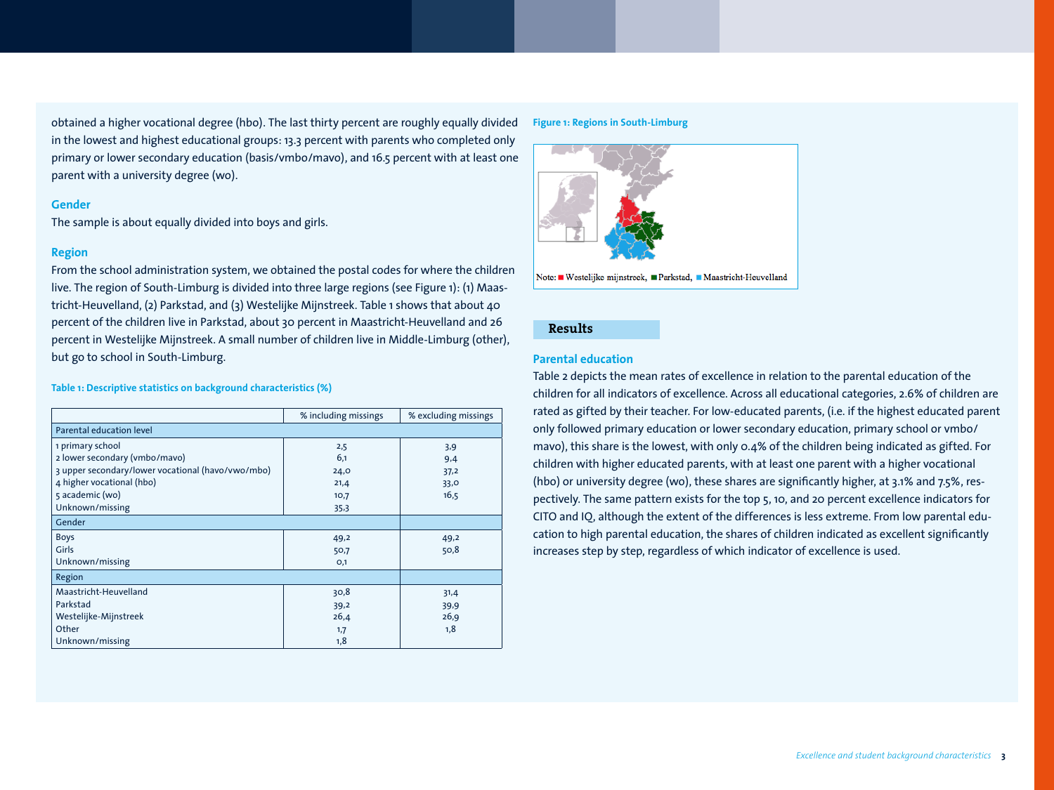obtained a higher vocational degree (hbo). The last thirty percent are roughly equally divided in the lowest and highest educational groups: 13.3 percent with parents who completed only primary or lower secondary education (basis/vmbo/mavo), and 16.5 percent with at least one parent with a university degree (wo).

### Gender

The sample is about equally divided into boys and girls.

### Region

From the school administration system, we obtained the postal codes for where the children live. The region of South-Limburg is divided into three large regions (see Figure 1): (1) Maastricht-Heuvelland, (2) Parkstad, and (3) Westelijke Mijnstreek. Table 1 shows that about 40 percent of the children live in Parkstad, about 30 percent in Maastricht-Heuvelland and 26 percent in Westelijke Mijnstreek. A small number of children live in Middle-Limburg (other), but go to school in South-Limburg.

**Table 1: Descriptive statistics on background characteristics (%)**

| | % including missings | % excluding missings |
|---|---|---|
| Parental education level | | |
| 1 primary school | 2,5 | 3,9 |
| 2 lower secondary (vmbo/mavo) | 6,1 | 9,4 |
| 3 upper secondary/lower vocational (havo/vwo/mbo) | 24,0 | 37,2 |
| 4 higher vocational (hbo) | 21,4 | 33,0 |
| 5 academic (wo) | 10,7 | 16,5 |
| Unknown/missing | 35,3 | |
| Gender | | |
| Boys | 49,2 | 49,2 |
| Girls | 50,7 | 50,8 |
| Unknown/missing | 0,1 | |
| Region | | |
| Maastricht-Heuvelland | 30,8 | 31,4 |
| Parkstad | 39,2 | 39,9 |
| Westelijke-Mijnstreek | 26,4 | 26,9 |
| Other | 1,7 | 1,8 |
| Unknown/missing | 1,8 | |

**Figure 1: Regions in South-Limburg**

Note: ■ Westelijke mijnstreek, ■ Parkstad, ■ Maastricht-Heuvelland

## Results

### Parental education

Table 2 depicts the mean rates of excellence in relation to the parental education of the children for all indicators of excellence. Across all educational categories, 2.6% of children are rated as gifted by their teacher. For low-educated parents, (i.e. if the highest educated parent only followed primary education or lower secondary education, primary school or vmbo/mavo), this share is the lowest, with only 0.4% of the children being indicated as gifted. For children with higher educated parents, with at least one parent with a higher vocational (hbo) or university degree (wo), these shares are significantly higher, at 3.1% and 7.5%, respectively. The same pattern exists for the top 5, 10, and 20 percent excellence indicators for CITO and IQ, although the extent of the differences is less extreme. From low parental education to high parental education, the shares of children indicated as excellent significantly increases step by step, regardless of which indicator of excellence is used.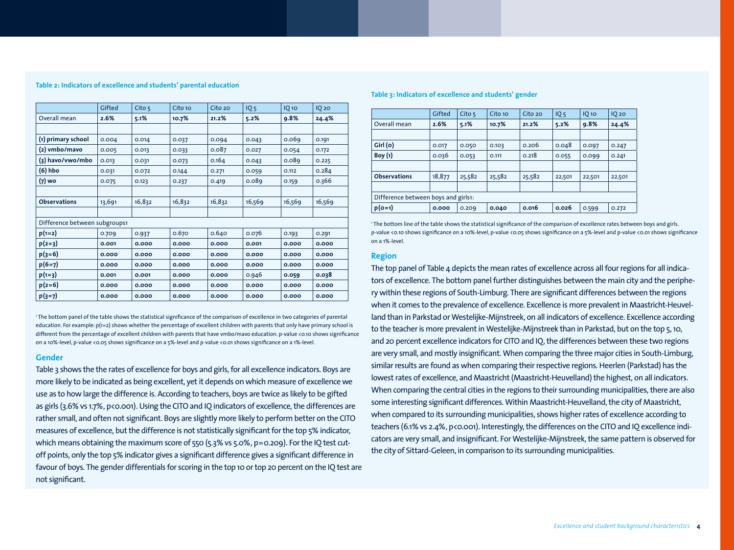**Table 2: Indicators of excellence and students' parental education**

| | Gifted | Cito 5 | Cito 10 | Cito 20 | IQ 5 | IQ 10 | IQ 20 |
|---|---|---|---|---|---|---|---|
| Overall mean | **2.6%** | **5.1%** | **10.7%** | **21.2%** | **5.2%** | **9.8%** | **24.4%** |
| | | | | | | | |
| **(1) primary school** | 0.004 | 0.014 | 0.037 | 0.094 | 0.043 | 0.069 | 0.191 |
| **(2) vmbo/mavo** | 0.005 | 0.013 | 0.033 | 0.087 | 0.027 | 0.054 | 0.172 |
| **(3) havo/vwo/mbo** | 0.013 | 0.031 | 0.073 | 0.164 | 0.043 | 0.089 | 0.225 |
| **(6) hbo** | 0.031 | 0.072 | 0.144 | 0.271 | 0.059 | 0.112 | 0.284 |
| **(7) wo** | 0.075 | 0.123 | 0.237 | 0.419 | 0.089 | 0.159 | 0.366 |
| | | | | | | | |
| **Observations** | 13,691 | 16,832 | 16,832 | 16,832 | 16,569 | 16,569 | 16,569 |
| | | | | | | | |
| Difference between subgroups[1] | | | | | | | |
| **p(1=2)** | 0.709 | 0.937 | 0.670 | 0.640 | 0.076 | 0.193 | 0.291 |
| **p(2=3)** | **0.001** | **0.000** | **0.000** | **0.000** | **0.001** | **0.000** | **0.000** |
| **p(3=6)** | **0.000** | **0.000** | **0.000** | **0.000** | **0.000** | **0.000** | **0.000** |
| **p(6=7)** | **0.000** | **0.000** | **0.000** | **0.000** | **0.000** | **0.000** | **0.000** |
| **p(1=3)** | **0.001** | **0.001** | **0.000** | **0.000** | 0.946 | **0.059** | **0.038** |
| **p(2=6)** | **0.000** | **0.000** | **0.000** | **0.000** | **0.000** | **0.000** | **0.000** |
| **p(3=7)** | **0.000** | **0.000** | **0.000** | **0.000** | **0.000** | **0.000** | **0.000** |

[1] The bottom panel of the table shows the statistical significance of the comparison of excellence in two categories of parental education. For example: p(1=2) shows whether the percentage of excellent children with parents that only have primary school is different from the percentage of excellent children with parents that have vmbo/mavo education. p-value <0.10 shows significance on a 10%-level, p-value <0.05 shows significance on a 5%-level and p-value <0.01 shows significance on a 1%-level.

## Gender

Table 3 shows the the rates of excellence for boys and girls, for all excellence indicators. Boys are more likely to be indicated as being excellent, yet it depends on which measure of excellence we use as to how large the difference is. According to teachers, boys are twice as likely to be gifted as girls (3.6% vs 1.7%, $p<0.001$). Using the CITO and IQ indicators of excellence, the differences are rather small, and often not significant. Boys are slightly more likely to perform better on the CITO measures of excellence, but the difference is not statistically significant for the top 5% indicator, which means obtaining the maximum score of 550 (5.3% vs 5.0%, $p=0.209$). For the IQ test cut-off points, only the top 5% indicator gives a significant difference gives a significant difference in favour of boys. The gender differentials for scoring in the top 10 or top 20 percent on the IQ test are not significant.

**Table 3: Indicators of excellence and students' gender**

| | Gifted | Cito 5 | Cito 10 | Cito 20 | IQ 5 | IQ 10 | IQ 20 |
|---|---|---|---|---|---|---|---|
| Overall mean | **2.6%** | **5.1%** | **10.7%** | **21.2%** | **5.2%** | **9.8%** | **24.4%** |
| | | | | | | | |
| **Girl (0)** | 0.017 | 0.050 | 0.103 | 0.206 | 0.048 | 0.097 | 0.247 |
| **Boy (1)** | 0.036 | 0.053 | 0.111 | 0.218 | 0.055 | 0.099 | 0.241 |
| | | | | | | | |
| **Observations** | 18,877 | 25,582 | 25,582 | 25,582 | 22,501 | 22,501 | 22,501 |
| | | | | | | | |
| Difference between boys and girls[1]: | | | | | | | |
| **p(0=1)** | **0.000** | 0.209 | **0.040** | **0.016** | **0.026** | 0.599 | 0.272 |

[1] The bottom line of the table shows the statistical significance of the comparison of excellence rates between boys and girls. p-value <0.10 shows significance on a 10%-level, p-value <0.05 shows significance on a 5%-level and p-value <0.01 shows significance on a 1%-level.

## Region

The top panel of Table 4 depicts the mean rates of excellence across all four regions for all indicators of excellence. The bottom panel further distinguishes between the main city and the periphery within these regions of South-Limburg. There are significant differences between the regions when it comes to the prevalence of excellence. Excellence is more prevalent in Maastricht-Heuvelland than in Parkstad or Westelijke-Mijnstreek, on all indicators of excellence. Excellence according to the teacher is more prevalent in Westelijke-Mijnstreek than in Parkstad, but on the top 5, 10, and 20 percent excellence indicators for CITO and IQ, the differences between these two regions are very small, and mostly insignificant. When comparing the three major cities in South-Limburg, similar results are found as when comparing their respective regions. Heerlen (Parkstad) has the lowest rates of excellence, and Maastricht (Maastricht-Heuvelland) the highest, on all indicators. When comparing the central cities in the regions to their surrounding municipalities, there are also some interesting significant differences. Within Maastricht-Heuvelland, the city of Maastricht, when compared to its surrounding municipalities, shows higher rates of excellence according to teachers (6.1% vs 2.4%, $p<0.001$). Interestingly, the differences on the CITO and IQ excellence indicators are very small, and insignificant. For Westelijke-Mijnstreek, the same pattern is observed for the city of Sittard-Geleen, in comparison to its surrounding municipalities.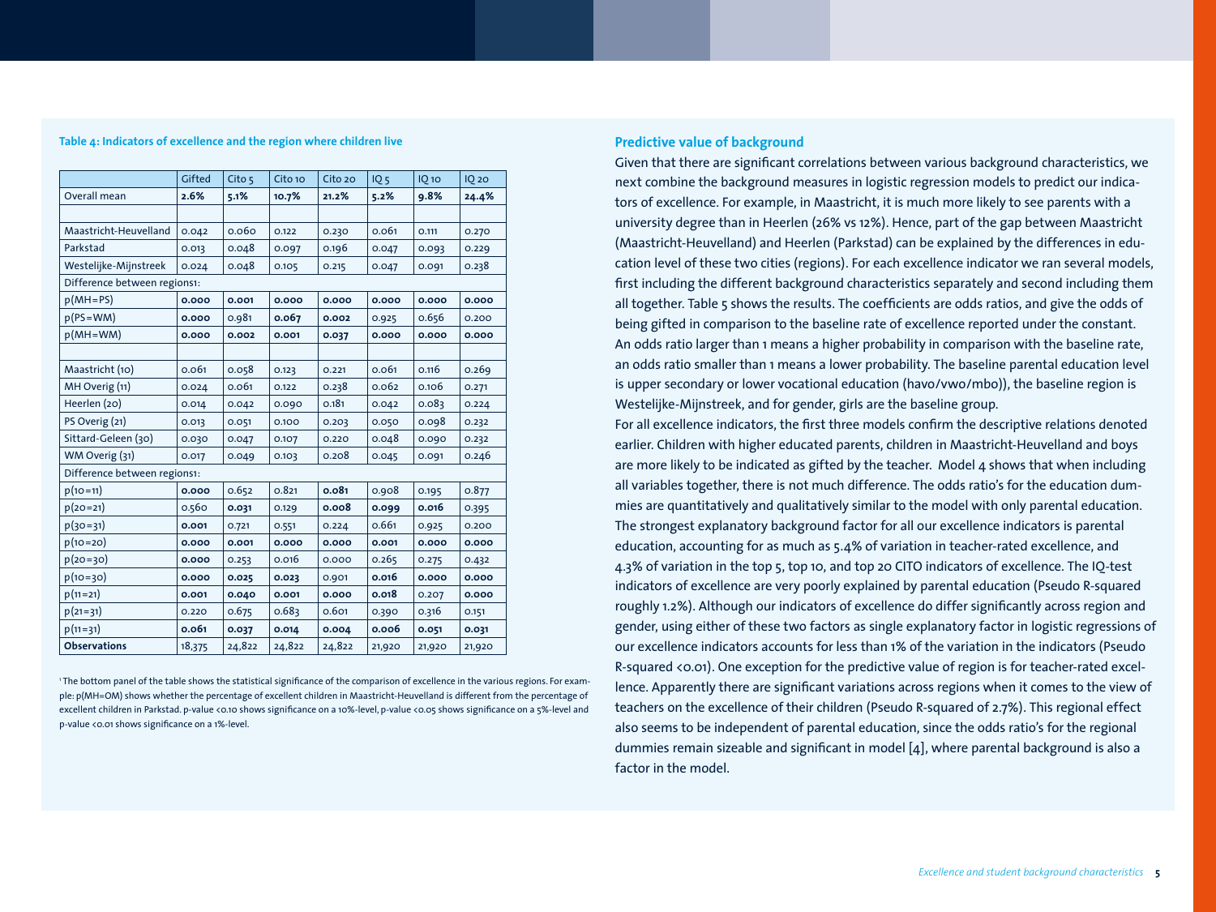**Table 4: Indicators of excellence and the region where children live**

| | Gifted | Cito 5 | Cito 10 | Cito 20 | IQ 5 | IQ 10 | IQ 20 |
|---|---|---|---|---|---|---|---|
| Overall mean | **2.6%** | **5.1%** | **10.7%** | **21.2%** | **5.2%** | **9.8%** | **24.4%** |
| | | | | | | | |
| Maastricht-Heuvelland | 0.042 | 0.060 | 0.122 | 0.230 | 0.061 | 0.111 | 0.270 |
| Parkstad | 0.013 | 0.048 | 0.097 | 0.196 | 0.047 | 0.093 | 0.229 |
| Westelijke-Mijnstreek | 0.024 | 0.048 | 0.105 | 0.215 | 0.047 | 0.091 | 0.238 |
| Difference between regions1: | | | | | | | |
| p(MH=PS) | **0.000** | **0.001** | **0.000** | **0.000** | **0.000** | **0.000** | **0.000** |
| p(PS=WM) | **0.000** | 0.981 | **0.067** | **0.002** | 0.925 | 0.656 | 0.200 |
| p(MH=WM) | **0.000** | **0.002** | **0.001** | **0.037** | **0.000** | **0.000** | **0.000** |
| | | | | | | | |
| Maastricht (10) | 0.061 | 0.058 | 0.123 | 0.221 | 0.061 | 0.116 | 0.269 |
| MH Overig (11) | 0.024 | 0.061 | 0.122 | 0.238 | 0.062 | 0.106 | 0.271 |
| Heerlen (20) | 0.014 | 0.042 | 0.090 | 0.181 | 0.042 | 0.083 | 0.224 |
| PS Overig (21) | 0.013 | 0.051 | 0.100 | 0.203 | 0.050 | 0.098 | 0.232 |
| Sittard-Geleen (30) | 0.030 | 0.047 | 0.107 | 0.220 | 0.048 | 0.090 | 0.232 |
| WM Overig (31) | 0.017 | 0.049 | 0.103 | 0.208 | 0.045 | 0.091 | 0.246 |
| Difference between regions1: | | | | | | | |
| p(10=11) | **0.000** | 0.652 | 0.821 | **0.081** | 0.908 | 0.195 | 0.877 |
| p(20=21) | 0.560 | **0.031** | 0.129 | **0.008** | **0.099** | **0.016** | 0.395 |
| p(30=31) | **0.001** | 0.721 | 0.551 | 0.224 | 0.661 | 0.925 | 0.200 |
| p(10=20) | **0.000** | **0.001** | **0.000** | **0.000** | **0.001** | **0.000** | **0.000** |
| p(20=30) | **0.000** | 0.253 | 0.016 | 0.000 | 0.265 | 0.275 | 0.432 |
| p(10=30) | **0.000** | **0.025** | **0.023** | 0.901 | **0.016** | **0.000** | **0.000** |
| p(11=21) | **0.001** | **0.040** | **0.001** | **0.000** | **0.018** | 0.207 | **0.000** |
| p(21=31) | 0.220 | 0.675 | 0.683 | 0.601 | 0.390 | 0.316 | 0.151 |
| p(11=31) | **0.061** | **0.037** | **0.014** | **0.004** | **0.006** | **0.051** | **0.031** |
| **Observations** | 18,375 | 24,822 | 24,822 | 24,822 | 21,920 | 21,920 | 21,920 |

[1] The bottom panel of the table shows the statistical significance of the comparison of excellence in the various regions. For example: p(MH=OM) shows whether the percentage of excellent children in Maastricht-Heuvelland is different from the percentage of excellent children in Parkstad. p-value <0.10 shows significance on a 10%-level, p-value <0.05 shows significance on a 5%-level and p-value <0.01 shows significance on a 1%-level.

### Predictive value of background

Given that there are significant correlations between various background characteristics, we next combine the background measures in logistic regression models to predict our indicators of excellence. For example, in Maastricht, it is much more likely to see parents with a university degree than in Heerlen (26% vs 12%). Hence, part of the gap between Maastricht (Maastricht-Heuvelland) and Heerlen (Parkstad) can be explained by the differences in education level of these two cities (regions). For each excellence indicator we ran several models, first including the different background characteristics separately and second including them all together. Table 5 shows the results. The coefficients are odds ratios, and give the odds of being gifted in comparison to the baseline rate of excellence reported under the constant. An odds ratio larger than 1 means a higher probability in comparison with the baseline rate, an odds ratio smaller than 1 means a lower probability. The baseline parental education level is upper secondary or lower vocational education (havo/vwo/mbo)), the baseline region is Westelijke-Mijnstreek, and for gender, girls are the baseline group.

For all excellence indicators, the first three models confirm the descriptive relations denoted earlier. Children with higher educated parents, children in Maastricht-Heuvelland and boys are more likely to be indicated as gifted by the teacher. Model 4 shows that when including all variables together, there is not much difference. The odds ratio's for the education dummies are quantitatively and qualitatively similar to the model with only parental education. The strongest explanatory background factor for all our excellence indicators is parental education, accounting for as much as 5.4% of variation in teacher-rated excellence, and 4.3% of variation in the top 5, top 10, and top 20 CITO indicators of excellence. The IQ-test indicators of excellence are very poorly explained by parental education (Pseudo R-squared roughly 1.2%). Although our indicators of excellence do differ significantly across region and gender, using either of these two factors as single explanatory factor in logistic regressions of our excellence indicators accounts for less than 1% of the variation in the indicators (Pseudo R-squared <0.01). One exception for the predictive value of region is for teacher-rated excellence. Apparently there are significant variations across regions when it comes to the view of teachers on the excellence of their children (Pseudo R-squared of 2.7%). This regional effect also seems to be independent of parental education, since the odds ratio's for the regional dummies remain sizeable and significant in model [4], where parental background is also a factor in the model.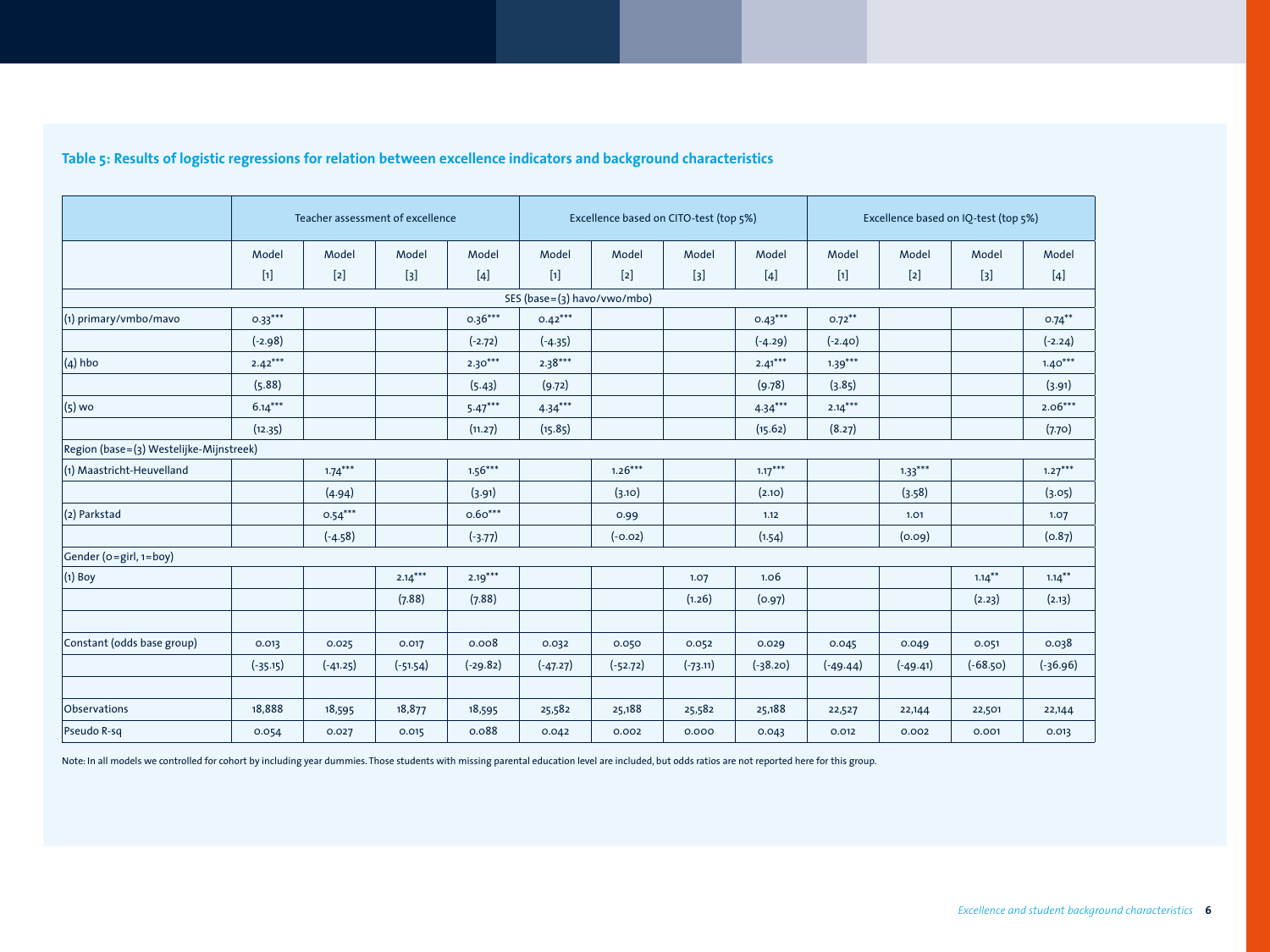### Table 5: Results of logistic regressions for relation between excellence indicators and background characteristics

| | Teacher assessment of excellence | | | | Excellence based on CITO-test (top 5%) | | | | Excellence based on IQ-test (top 5%) | | | |
|---|---|---|---|---|---|---|---|---|---|---|---|---|
| | Model [1] | Model [2] | Model [3] | Model [4] | Model [1] | Model [2] | Model [3] | Model [4] | Model [1] | Model [2] | Model [3] | Model [4] |
| SES (base=(3) havo/vwo/mbo) | | | | | | | | | | | | |
| (1) primary/vmbo/mavo | 0.33*** | | | 0.36*** | 0.42*** | | | 0.43*** | 0.72** | | | 0.74** |
| | (-2.98) | | | (-2.72) | (-4.35) | | | (-4.29) | (-2.40) | | | (-2.24) |
| (4) hbo | 2.42*** | | | 2.30*** | 2.38*** | | | 2.41*** | 1.39*** | | | 1.40*** |
| | (5.88) | | | (5.43) | (9.72) | | | (9.78) | (3.85) | | | (3.91) |
| (5) wo | 6.14*** | | | 5.47*** | 4.34*** | | | 4.34*** | 2.14*** | | | 2.06*** |
| | (12.35) | | | (11.27) | (15.85) | | | (15.62) | (8.27) | | | (7.70) |
| Region (base=(3) Westelijke-Mijnstreek) | | | | | | | | | | | | |
| (1) Maastricht-Heuvelland | | 1.74*** | | 1.56*** | | 1.26*** | | 1.17*** | | 1.33*** | | 1.27*** |
| | | (4.94) | | (3.91) | | (3.10) | | (2.10) | | (3.58) | | (3.05) |
| (2) Parkstad | | 0.54*** | | 0.60*** | | 0.99 | | 1.12 | | 1.01 | | 1.07 |
| | | (-4.58) | | (-3.77) | | (-0.02) | | (1.54) | | (0.09) | | (0.87) |
| Gender (0=girl, 1=boy) | | | | | | | | | | | | |
| (1) Boy | | | 2.14*** | 2.19*** | | | 1.07 | 1.06 | | | 1.14** | 1.14** |
| | | | (7.88) | (7.88) | | | (1.26) | (0.97) | | | (2.23) | (2.13) |
| | | | | | | | | | | | | |
| Constant (odds base group) | 0.013 | 0.025 | 0.017 | 0.008 | 0.032 | 0.050 | 0.052 | 0.029 | 0.045 | 0.049 | 0.051 | 0.038 |
| | (-35.15) | (-41.25) | (-51.54) | (-29.82) | (-47.27) | (-52.72) | (-73.11) | (-38.20) | (-49.44) | (-49.41) | (-68.50) | (-36.96) |
| | | | | | | | | | | | | |
| Observations | 18,888 | 18,595 | 18,877 | 18,595 | 25,582 | 25,188 | 25,582 | 25,188 | 22,527 | 22,144 | 22,501 | 22,144 |
| Pseudo R-sq | 0.054 | 0.027 | 0.015 | 0.088 | 0.042 | 0.002 | 0.000 | 0.043 | 0.012 | 0.002 | 0.001 | 0.013 |

Note: In all models we controlled for cohort by including year dummies. Those students with missing parental education level are included, but odds ratios are not reported here for this group.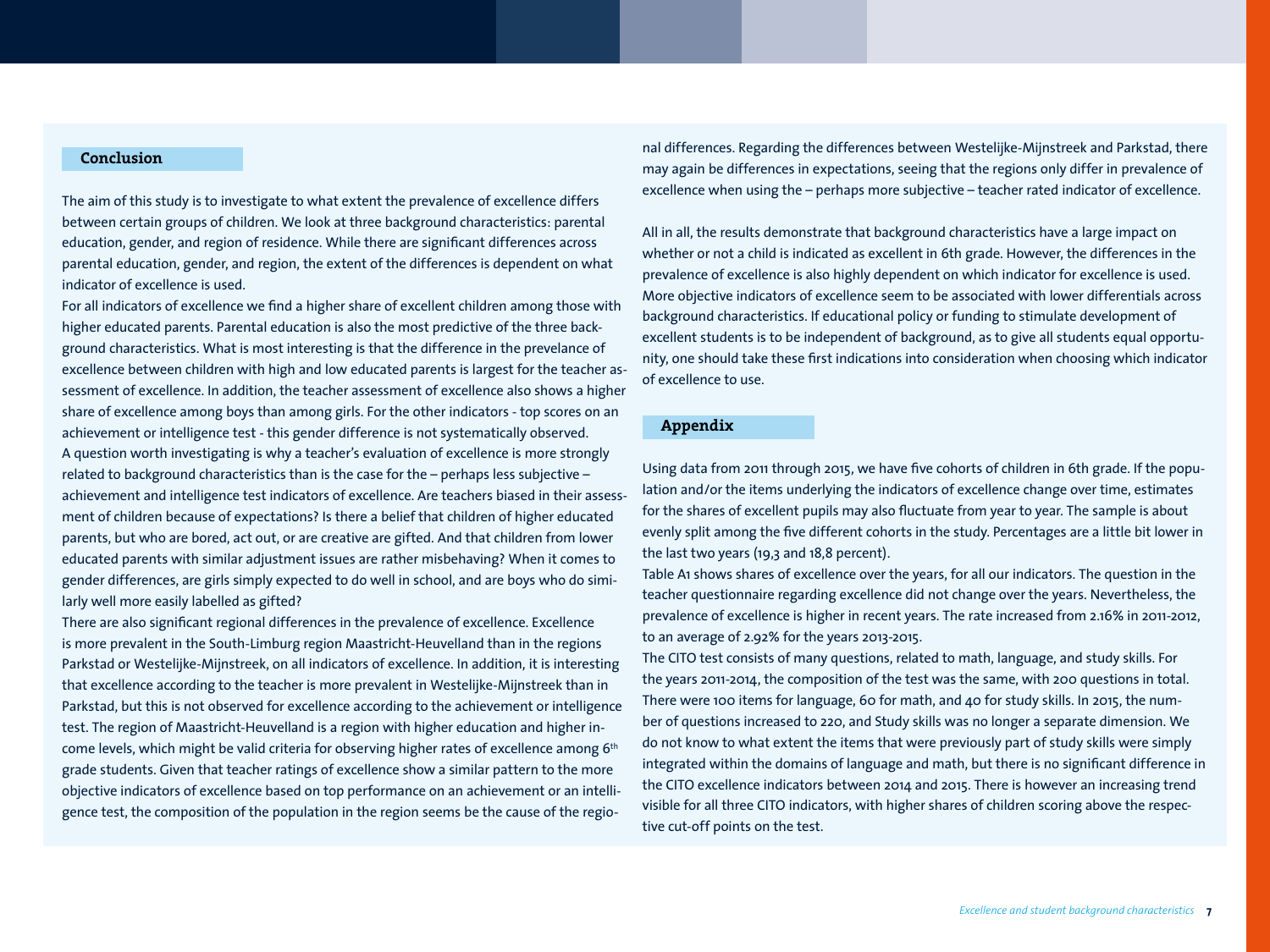## Conclusion

The aim of this study is to investigate to what extent the prevalence of excellence differs between certain groups of children. We look at three background characteristics: parental education, gender, and region of residence. While there are significant differences across parental education, gender, and region, the extent of the differences is dependent on what indicator of excellence is used.

For all indicators of excellence we find a higher share of excellent children among those with higher educated parents. Parental education is also the most predictive of the three background characteristics. What is most interesting is that the difference in the prevelance of excellence between children with high and low educated parents is largest for the teacher assessment of excellence. In addition, the teacher assessment of excellence also shows a higher share of excellence among boys than among girls. For the other indicators - top scores on an achievement or intelligence test - this gender difference is not systematically observed.

A question worth investigating is why a teacher's evaluation of excellence is more strongly related to background characteristics than is the case for the – perhaps less subjective – achievement and intelligence test indicators of excellence. Are teachers biased in their assessment of children because of expectations? Is there a belief that children of higher educated parents, but who are bored, act out, or are creative are gifted. And that children from lower educated parents with similar adjustment issues are rather misbehaving? When it comes to gender differences, are girls simply expected to do well in school, and are boys who do similarly well more easily labelled as gifted?

There are also significant regional differences in the prevalence of excellence. Excellence is more prevalent in the South-Limburg region Maastricht-Heuvelland than in the regions Parkstad or Westelijke-Mijnstreek, on all indicators of excellence. In addition, it is interesting that excellence according to the teacher is more prevalent in Westelijke-Mijnstreek than in Parkstad, but this is not observed for excellence according to the achievement or intelligence test. The region of Maastricht-Heuvelland is a region with higher education and higher income levels, which might be valid criteria for observing higher rates of excellence among 6$^{th}$ grade students. Given that teacher ratings of excellence show a similar pattern to the more objective indicators of excellence based on top performance on an achievement or an intelligence test, the composition of the population in the region seems be the cause of the regional differences. Regarding the differences between Westelijke-Mijnstreek and Parkstad, there may again be differences in expectations, seeing that the regions only differ in prevalence of excellence when using the – perhaps more subjective – teacher rated indicator of excellence.

All in all, the results demonstrate that background characteristics have a large impact on whether or not a child is indicated as excellent in 6th grade. However, the differences in the prevalence of excellence is also highly dependent on which indicator for excellence is used. More objective indicators of excellence seem to be associated with lower differentials across background characteristics. If educational policy or funding to stimulate development of excellent students is to be independent of background, as to give all students equal opportunity, one should take these first indications into consideration when choosing which indicator of excellence to use.

## Appendix

Using data from 2011 through 2015, we have five cohorts of children in 6th grade. If the population and/or the items underlying the indicators of excellence change over time, estimates for the shares of excellent pupils may also fluctuate from year to year. The sample is about evenly split among the five different cohorts in the study. Percentages are a little bit lower in the last two years (19,3 and 18,8 percent).

Table A1 shows shares of excellence over the years, for all our indicators. The question in the teacher questionnaire regarding excellence did not change over the years. Nevertheless, the prevalence of excellence is higher in recent years. The rate increased from 2.16% in 2011-2012, to an average of 2.92% for the years 2013-2015.

The CITO test consists of many questions, related to math, language, and study skills. For the years 2011-2014, the composition of the test was the same, with 200 questions in total. There were 100 items for language, 60 for math, and 40 for study skills. In 2015, the number of questions increased to 220, and Study skills was no longer a separate dimension. We do not know to what extent the items that were previously part of study skills were simply integrated within the domains of language and math, but there is no significant difference in the CITO excellence indicators between 2014 and 2015. There is however an increasing trend visible for all three CITO indicators, with higher shares of children scoring above the respective cut-off points on the test.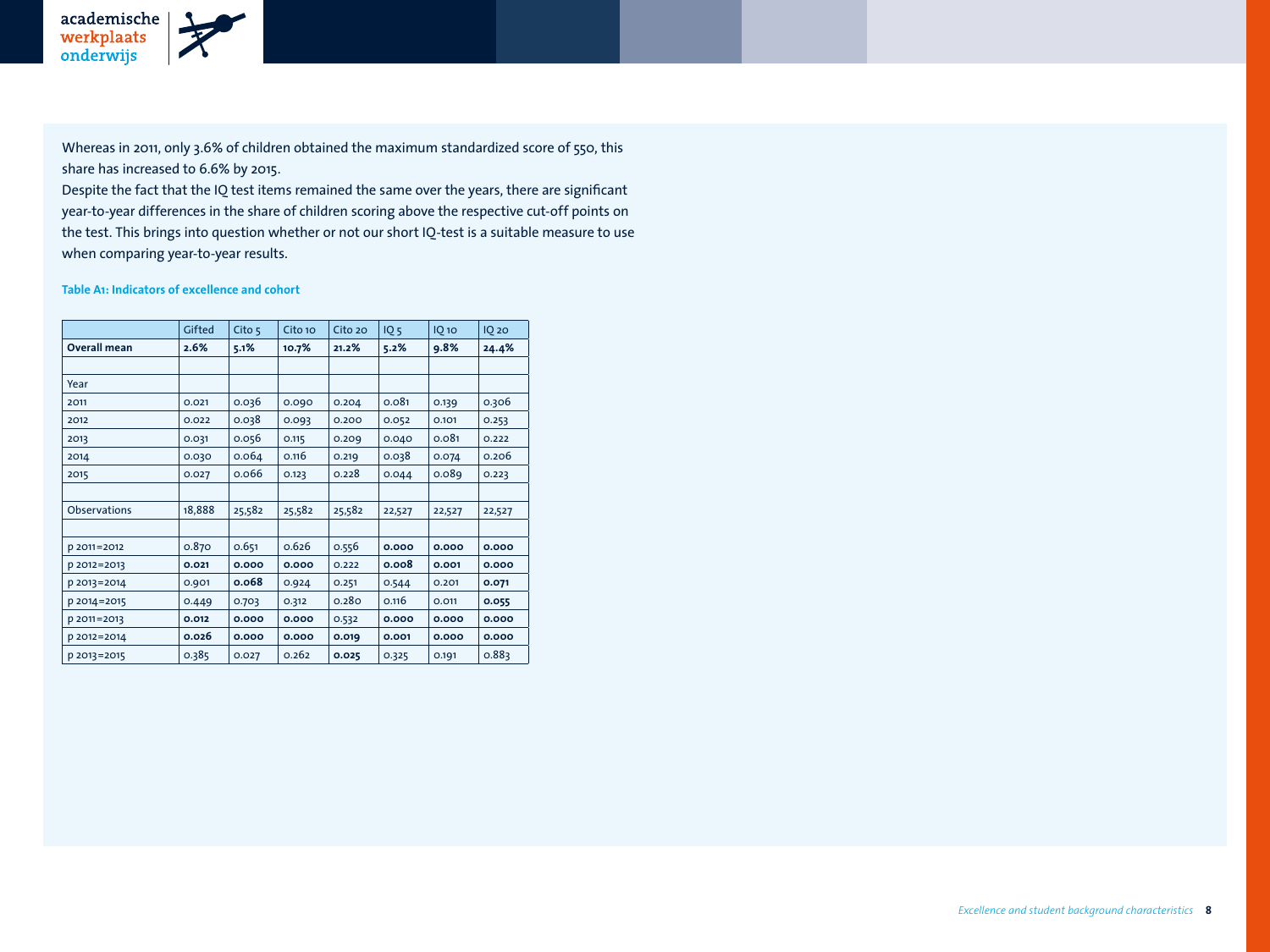Whereas in 2011, only 3.6% of children obtained the maximum standardized score of 550, this share has increased to 6.6% by 2015.
Despite the fact that the IQ test items remained the same over the years, there are significant year-to-year differences in the share of children scoring above the respective cut-off points on the test. This brings into question whether or not our short IQ-test is a suitable measure to use when comparing year-to-year results.

**Table A1: Indicators of excellence and cohort**

| | Gifted | Cito 5 | Cito 10 | Cito 20 | IQ 5 | IQ 10 | IQ 20 |
|---|---|---|---|---|---|---|---|
| **Overall mean** | **2.6%** | **5.1%** | **10.7%** | **21.2%** | **5.2%** | **9.8%** | **24.4%** |
| | | | | | | | |
| Year | | | | | | | |
| 2011 | 0.021 | 0.036 | 0.090 | 0.204 | 0.081 | 0.139 | 0.306 |
| 2012 | 0.022 | 0.038 | 0.093 | 0.200 | 0.052 | 0.101 | 0.253 |
| 2013 | 0.031 | 0.056 | 0.115 | 0.209 | 0.040 | 0.081 | 0.222 |
| 2014 | 0.030 | 0.064 | 0.116 | 0.219 | 0.038 | 0.074 | 0.206 |
| 2015 | 0.027 | 0.066 | 0.123 | 0.228 | 0.044 | 0.089 | 0.223 |
| | | | | | | | |
| Observations | 18,888 | 25,582 | 25,582 | 25,582 | 22,527 | 22,527 | 22,527 |
| | | | | | | | |
| p 2011=2012 | 0.870 | 0.651 | 0.626 | 0.556 | **0.000** | **0.000** | **0.000** |
| p 2012=2013 | **0.021** | **0.000** | **0.000** | 0.222 | **0.008** | **0.001** | **0.000** |
| p 2013=2014 | 0.901 | **0.068** | 0.924 | 0.251 | 0.544 | 0.201 | **0.071** |
| p 2014=2015 | 0.449 | 0.703 | 0.312 | 0.280 | 0.116 | 0.011 | **0.055** |
| p 2011=2013 | **0.012** | **0.000** | **0.000** | 0.532 | **0.000** | **0.000** | **0.000** |
| p 2012=2014 | **0.026** | **0.000** | **0.000** | **0.019** | **0.001** | **0.000** | **0.000** |
| p 2013=2015 | 0.385 | 0.027 | 0.262 | **0.025** | 0.325 | 0.191 | 0.883 |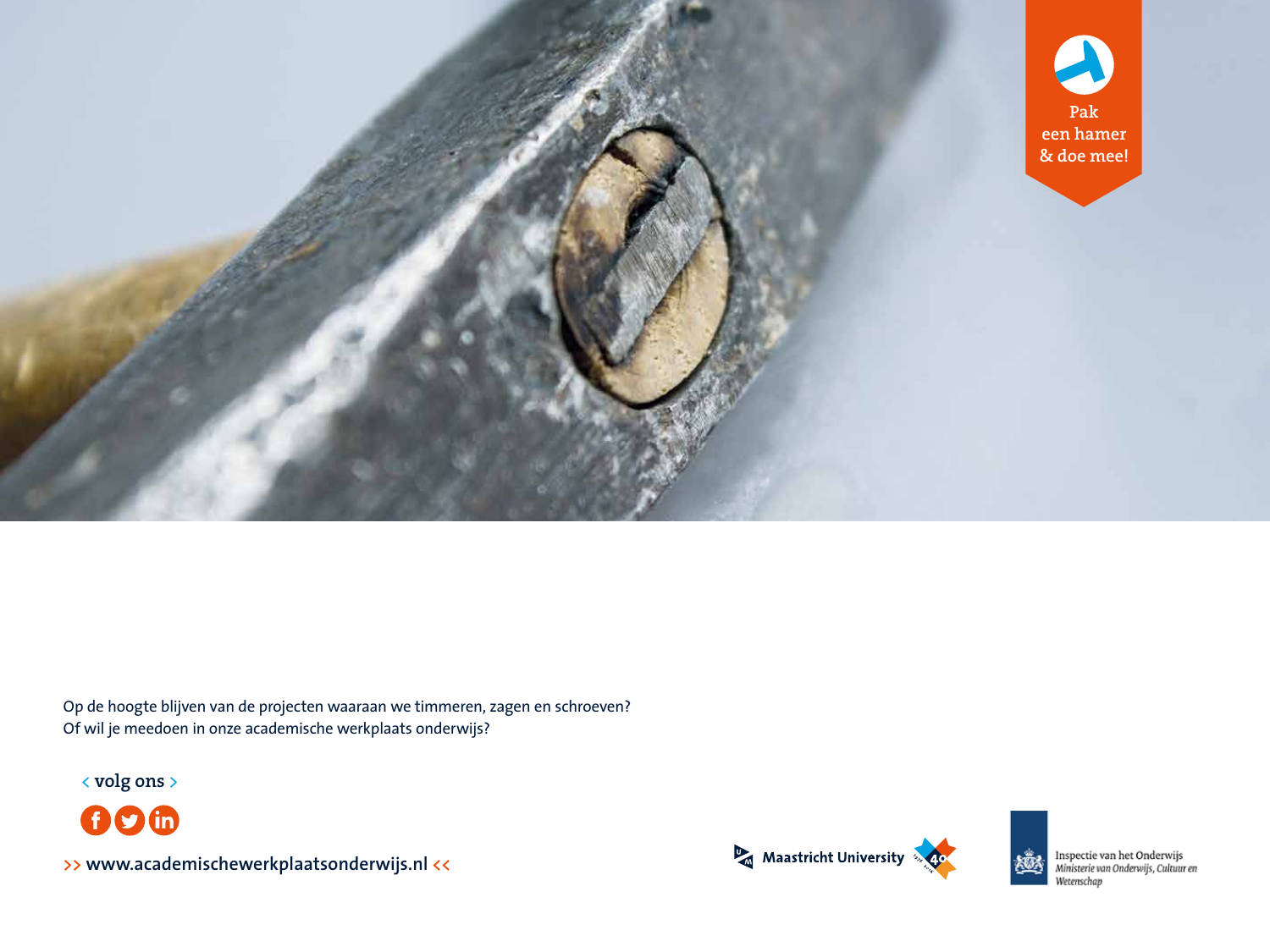Pak een hamer & doe mee!

Op de hoogte blijven van de projecten waaraan we timmeren, zagen en schroeven?
Of wil je meedoen in onze academische werkplaats onderwijs?

< volg ons >

>> www.academischewerkplaatsonderwijs.nl <<

Maastricht University

Inspectie van het Onderwijs
*Ministerie van Onderwijs, Cultuur en Wetenschap*